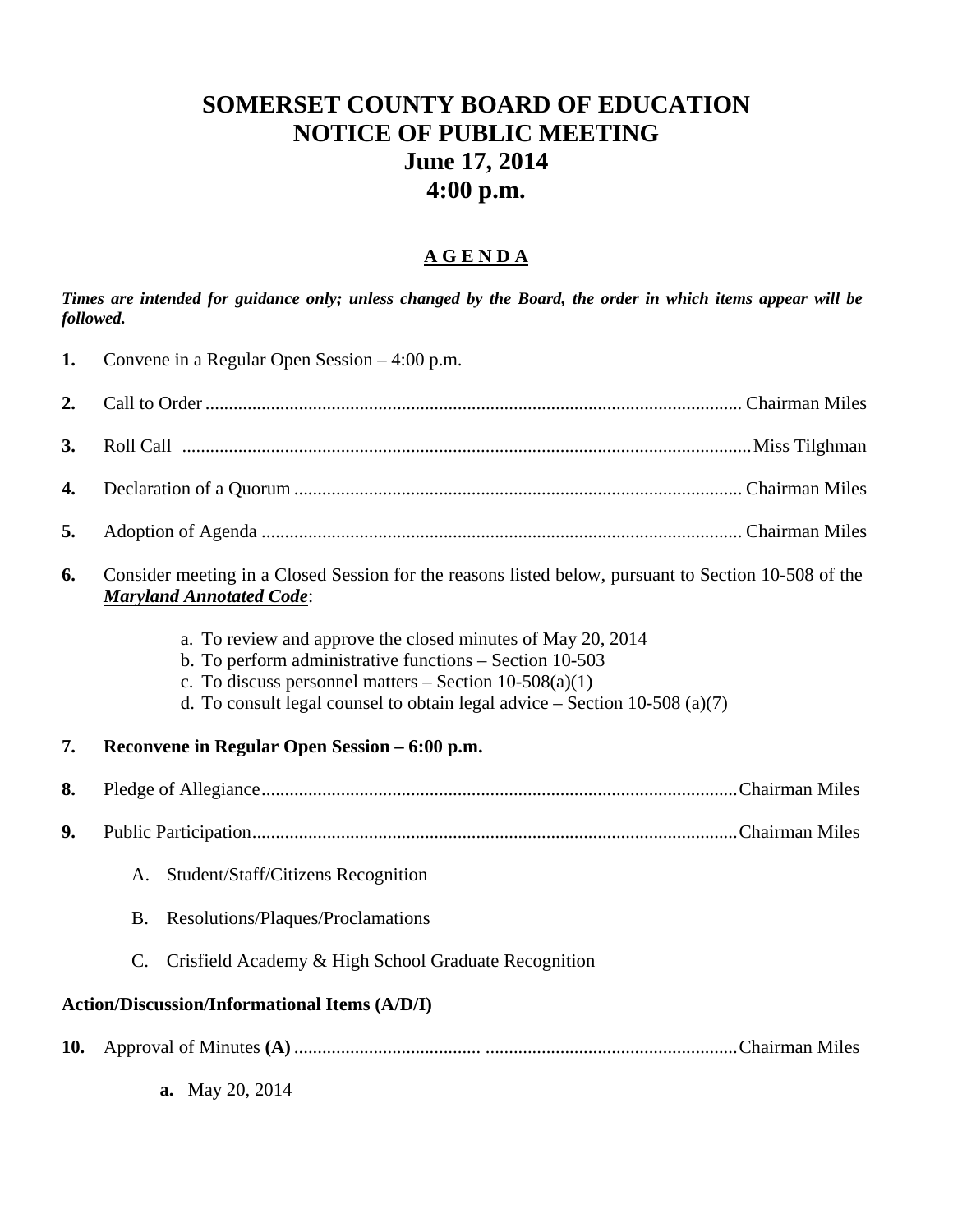# SOMERSET COUNTY BOARD OF EDUCATION
# NOTICE OF PUBLIC MEETING
# June 17, 2014
# 4:00 p.m.

## A G E N D A

***Times are intended for guidance only; unless changed by the Board, the order in which items appear will be followed.***

**1.** Convene in a Regular Open Session – 4:00 p.m.

**2.** Call to Order .......... Chairman Miles

**3.** Roll Call .......... Miss Tilghman

**4.** Declaration of a Quorum .......... Chairman Miles

**5.** Adoption of Agenda .......... Chairman Miles

**6.** Consider meeting in a Closed Session for the reasons listed below, pursuant to Section 10-508 of the ***Maryland Annotated Code***:

   a. To review and approve the closed minutes of May 20, 2014
   b. To perform administrative functions – Section 10-503
   c. To discuss personnel matters – Section 10-508(a)(1)
   d. To consult legal counsel to obtain legal advice – Section 10-508 (a)(7)

**7. Reconvene in Regular Open Session – 6:00 p.m.**

**8.** Pledge of Allegiance .......... Chairman Miles

**9.** Public Participation .......... Chairman Miles

   A. Student/Staff/Citizens Recognition

   B. Resolutions/Plaques/Proclamations

   C. Crisfield Academy & High School Graduate Recognition

**Action/Discussion/Informational Items (A/D/I)**

**10.** Approval of Minutes **(A)** .......... Chairman Miles

   **a.** May 20, 2014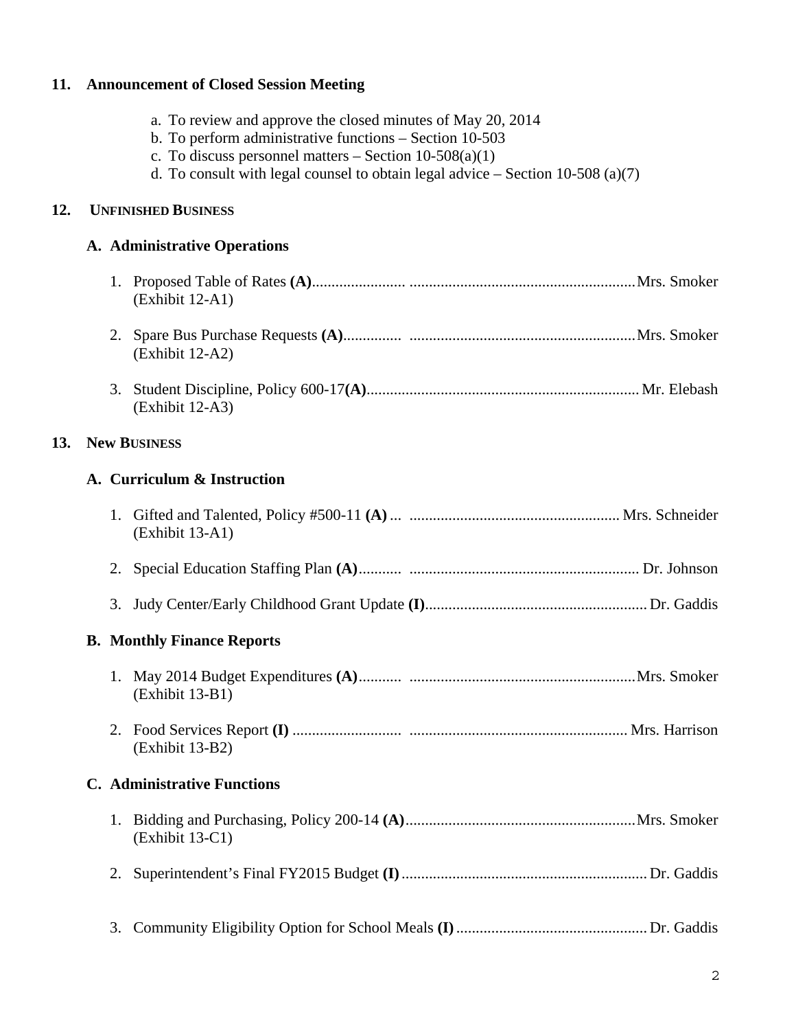## 11. Announcement of Closed Session Meeting

a. To review and approve the closed minutes of May 20, 2014
b. To perform administrative functions – Section 10-503
c. To discuss personnel matters – Section 10-508(a)(1)
d. To consult with legal counsel to obtain legal advice – Section 10-508 (a)(7)

## 12. UNFINISHED BUSINESS

### A. Administrative Operations

1. Proposed Table of Rates **(A)**....................... ..........................................................Mrs. Smoker
   (Exhibit 12-A1)

2. Spare Bus Purchase Requests **(A)**.............. ..........................................................Mrs. Smoker
   (Exhibit 12-A2)

3. Student Discipline, Policy 600-17**(A)**...................................................................... Mr. Elebash
   (Exhibit 12-A3)

## 13. New BUSINESS

### A. Curriculum & Instruction

1. Gifted and Talented, Policy #500-11 **(A)** ... ...................................................... Mrs. Schneider
   (Exhibit 13-A1)

2. Special Education Staffing Plan **(A)**........... ........................................................... Dr. Johnson

3. Judy Center/Early Childhood Grant Update **(I)**......................................................... Dr. Gaddis

### B. Monthly Finance Reports

1. May 2014 Budget Expenditures **(A)**........... ..........................................................Mrs. Smoker
   (Exhibit 13-B1)

2. Food Services Report **(I)** ........................... ........................................................ Mrs. Harrison
   (Exhibit 13-B2)

### C. Administrative Functions

1. Bidding and Purchasing, Policy 200-14 **(A)**...........................................................Mrs. Smoker
   (Exhibit 13-C1)

2. Superintendent's Final FY2015 Budget **(I)**............................................................... Dr. Gaddis

3. Community Eligibility Option for School Meals **(I)**................................................. Dr. Gaddis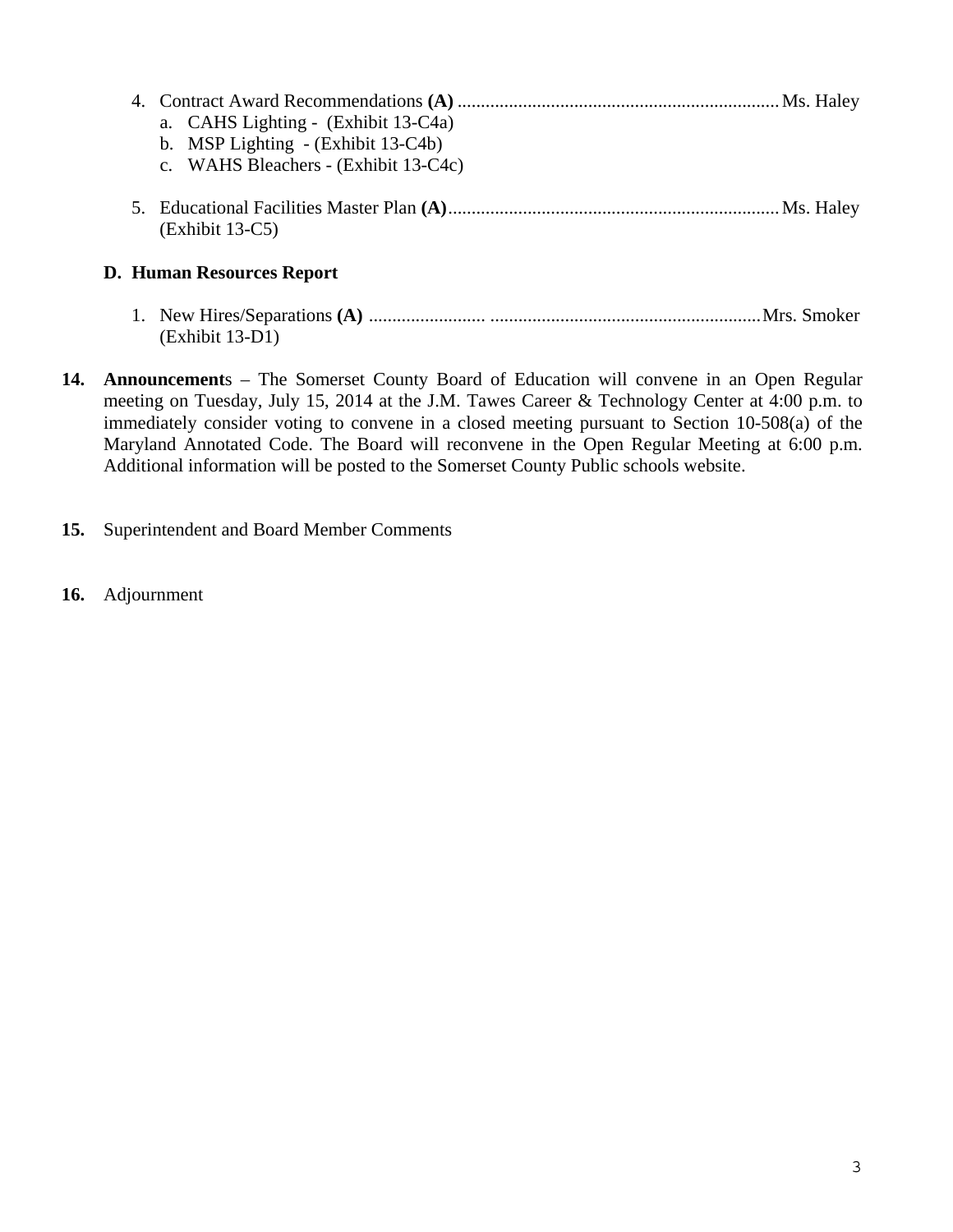4. Contract Award Recommendations **(A)** .................................................................... Ms. Haley
   a. CAHS Lighting - (Exhibit 13-C4a)
   b. MSP Lighting - (Exhibit 13-C4b)
   c. WAHS Bleachers - (Exhibit 13-C4c)

5. Educational Facilities Master Plan **(A)**...................................................................... Ms. Haley
   (Exhibit 13-C5)

**D. Human Resources Report**

1. New Hires/Separations **(A)** ........................ .........................................................Mrs. Smoker
   (Exhibit 13-D1)

**14. Announcement**s – The Somerset County Board of Education will convene in an Open Regular meeting on Tuesday, July 15, 2014 at the J.M. Tawes Career & Technology Center at 4:00 p.m. to immediately consider voting to convene in a closed meeting pursuant to Section 10-508(a) of the Maryland Annotated Code. The Board will reconvene in the Open Regular Meeting at 6:00 p.m. Additional information will be posted to the Somerset County Public schools website.

**15.** Superintendent and Board Member Comments

**16.** Adjournment